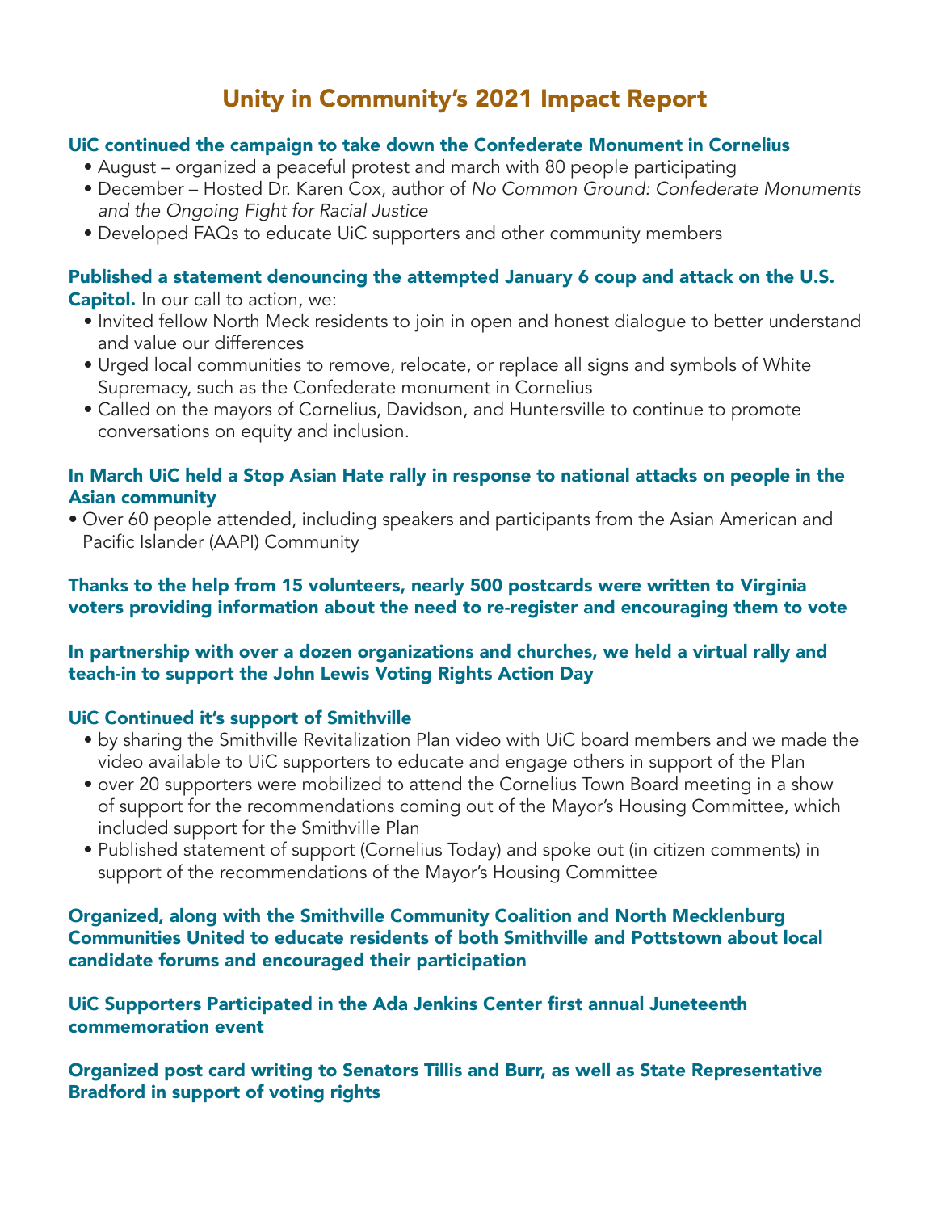# Unity in Community's 2021 Impact Report

**UiC continued the campaign to take down the Confederate Monument in Cornelius**

- August – organized a peaceful protest and march with 80 people participating
- December – Hosted Dr. Karen Cox, author of *No Common Ground: Confederate Monuments and the Ongoing Fight for Racial Justice*
- Developed FAQs to educate UiC supporters and other community members

**Published a statement denouncing the attempted January 6 coup and attack on the U.S. Capitol.** In our call to action, we:

- Invited fellow North Meck residents to join in open and honest dialogue to better understand and value our differences
- Urged local communities to remove, relocate, or replace all signs and symbols of White Supremacy, such as the Confederate monument in Cornelius
- Called on the mayors of Cornelius, Davidson, and Huntersville to continue to promote conversations on equity and inclusion.

**In March UiC held a Stop Asian Hate rally in response to national attacks on people in the Asian community**

- Over 60 people attended, including speakers and participants from the Asian American and Pacific Islander (AAPI) Community

**Thanks to the help from 15 volunteers, nearly 500 postcards were written to Virginia voters providing information about the need to re-register and encouraging them to vote**

**In partnership with over a dozen organizations and churches, we held a virtual rally and teach-in to support the John Lewis Voting Rights Action Day**

**UiC Continued it's support of Smithville**

- by sharing the Smithville Revitalization Plan video with UiC board members and we made the video available to UiC supporters to educate and engage others in support of the Plan
- over 20 supporters were mobilized to attend the Cornelius Town Board meeting in a show of support for the recommendations coming out of the Mayor's Housing Committee, which included support for the Smithville Plan
- Published statement of support (Cornelius Today) and spoke out (in citizen comments) in support of the recommendations of the Mayor's Housing Committee

**Organized, along with the Smithville Community Coalition and North Mecklenburg Communities United to educate residents of both Smithville and Pottstown about local candidate forums and encouraged their participation**

**UiC Supporters Participated in the Ada Jenkins Center first annual Juneteenth commemoration event**

**Organized post card writing to Senators Tillis and Burr, as well as State Representative Bradford in support of voting rights**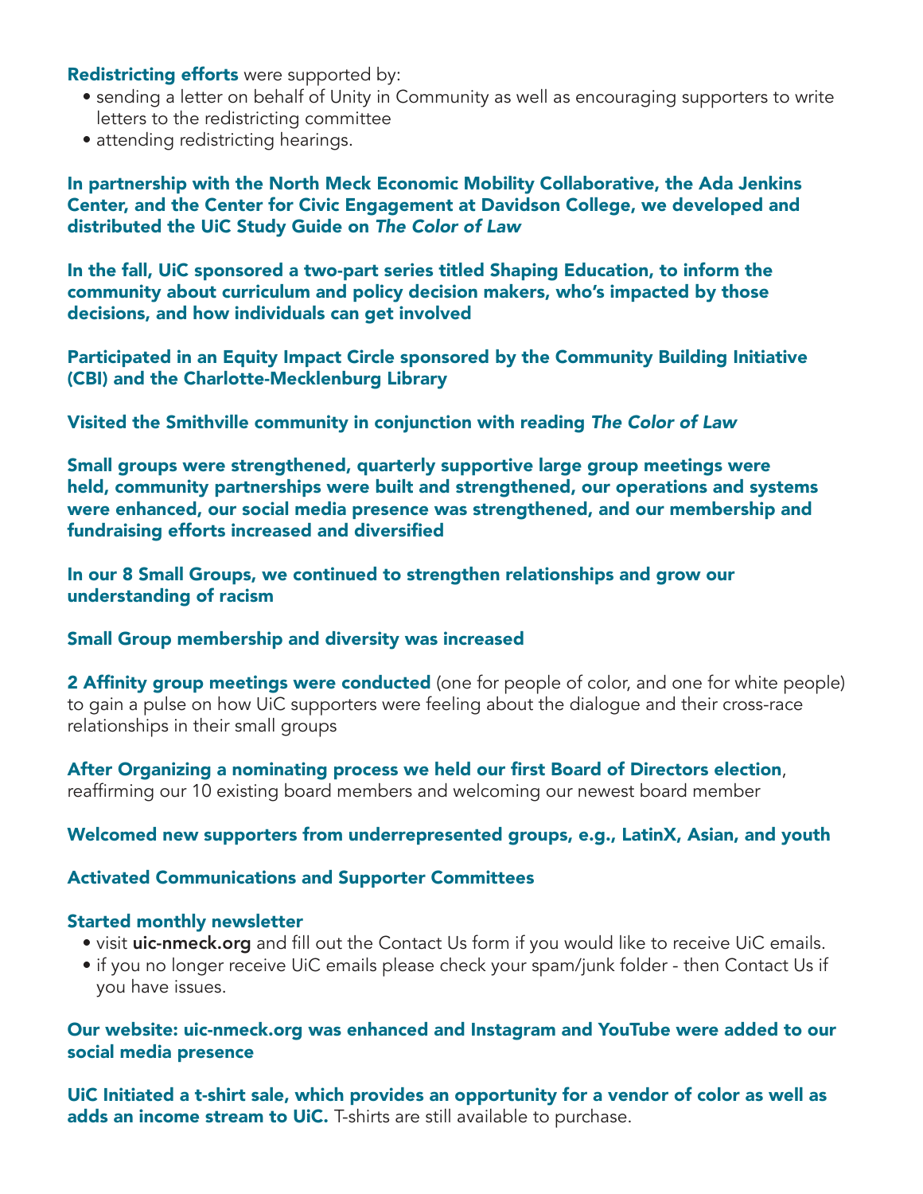**Redistricting efforts** were supported by:

- sending a letter on behalf of Unity in Community as well as encouraging supporters to write letters to the redistricting committee
- attending redistricting hearings.

**In partnership with the North Meck Economic Mobility Collaborative, the Ada Jenkins Center, and the Center for Civic Engagement at Davidson College, we developed and distributed the UiC Study Guide on *The Color of Law***

**In the fall, UiC sponsored a two-part series titled Shaping Education, to inform the community about curriculum and policy decision makers, who's impacted by those decisions, and how individuals can get involved**

**Participated in an Equity Impact Circle sponsored by the Community Building Initiative (CBI) and the Charlotte-Mecklenburg Library**

**Visited the Smithville community in conjunction with reading *The Color of Law***

**Small groups were strengthened, quarterly supportive large group meetings were held, community partnerships were built and strengthened, our operations and systems were enhanced, our social media presence was strengthened, and our membership and fundraising efforts increased and diversified**

**In our 8 Small Groups, we continued to strengthen relationships and grow our understanding of racism**

**Small Group membership and diversity was increased**

**2 Affinity group meetings were conducted** (one for people of color, and one for white people) to gain a pulse on how UiC supporters were feeling about the dialogue and their cross-race relationships in their small groups

**After Organizing a nominating process we held our first Board of Directors election**, reaffirming our 10 existing board members and welcoming our newest board member

**Welcomed new supporters from underrepresented groups, e.g., LatinX, Asian, and youth**

**Activated Communications and Supporter Committees**

**Started monthly newsletter**

- visit **uic-nmeck.org** and fill out the Contact Us form if you would like to receive UiC emails.
- if you no longer receive UiC emails please check your spam/junk folder - then Contact Us if you have issues.

**Our website: uic-nmeck.org was enhanced and Instagram and YouTube were added to our social media presence**

**UiC Initiated a t-shirt sale, which provides an opportunity for a vendor of color as well as adds an income stream to UiC.** T-shirts are still available to purchase.